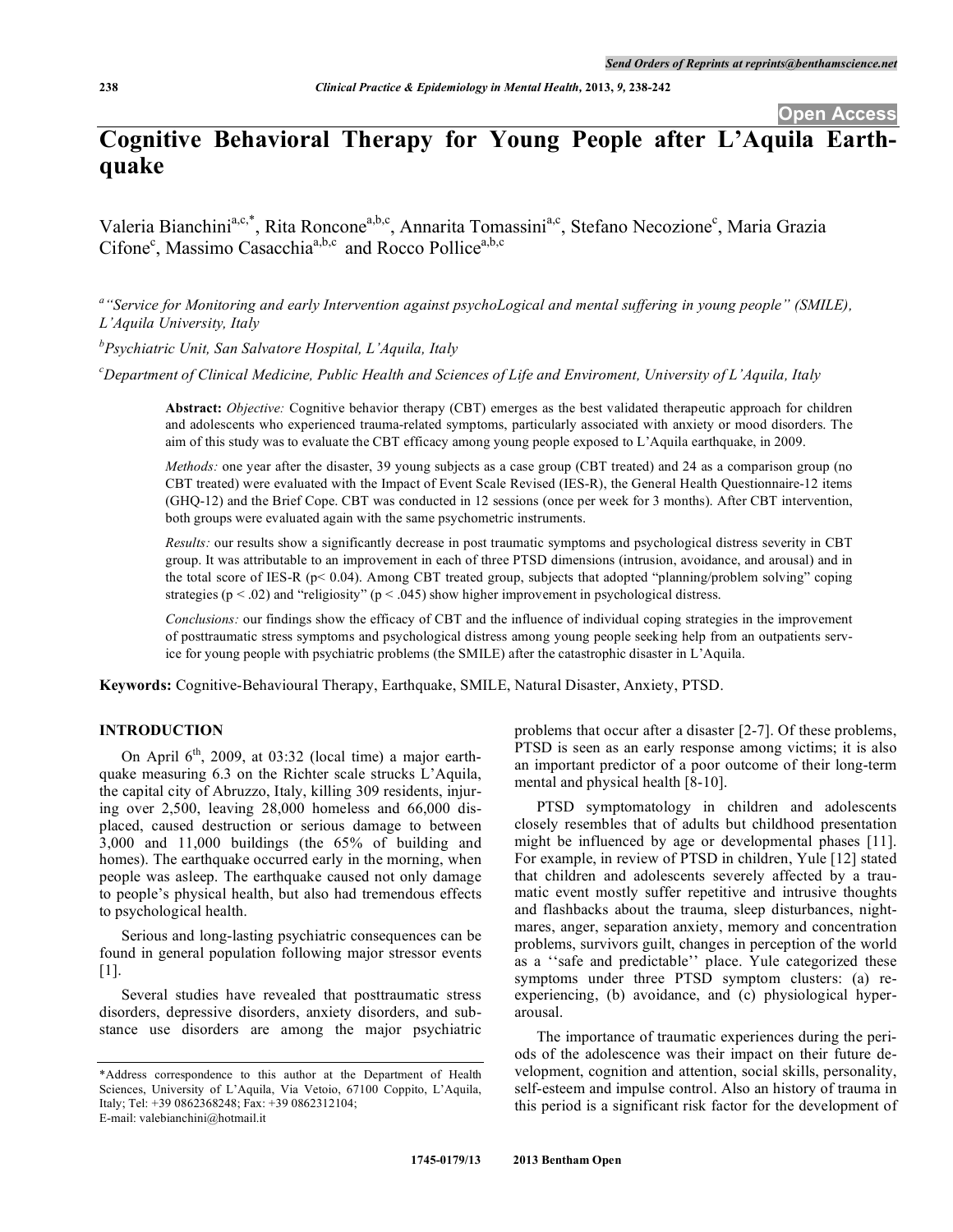# Cognitive Behavioral Therapy for Young People after L'Aquila Earthquake

Valeria Bianchini[a,c,*], Rita Roncone[a,b,c], Annarita Tomassini[a,c], Stefano Necozione[c], Maria Grazia Cifone[c], Massimo Casacchia[a,b,c] and Rocco Pollice[a,b,c]

[a] *"Service for Monitoring and early Intervention against psychoLogical and mental suffering in young people" (SMILE), L'Aquila University, Italy*

[b] *Psychiatric Unit, San Salvatore Hospital, L'Aquila, Italy*

[c] *Department of Clinical Medicine, Public Health and Sciences of Life and Enviroment, University of L'Aquila, Italy*

**Abstract:** *Objective:* Cognitive behavior therapy (CBT) emerges as the best validated therapeutic approach for children and adolescents who experienced trauma-related symptoms, particularly associated with anxiety or mood disorders. The aim of this study was to evaluate the CBT efficacy among young people exposed to L'Aquila earthquake, in 2009.

*Methods:* one year after the disaster, 39 young subjects as a case group (CBT treated) and 24 as a comparison group (no CBT treated) were evaluated with the Impact of Event Scale Revised (IES-R), the General Health Questionnaire-12 items (GHQ-12) and the Brief Cope. CBT was conducted in 12 sessions (once per week for 3 months). After CBT intervention, both groups were evaluated again with the same psychometric instruments.

*Results:* our results show a significantly decrease in post traumatic symptoms and psychological distress severity in CBT group. It was attributable to an improvement in each of three PTSD dimensions (intrusion, avoidance, and arousal) and in the total score of IES-R ($p < 0.04$). Among CBT treated group, subjects that adopted "planning/problem solving" coping strategies ($p < .02$) and "religiosity" ($p < .045$) show higher improvement in psychological distress.

*Conclusions:* our findings show the efficacy of CBT and the influence of individual coping strategies in the improvement of posttraumatic stress symptoms and psychological distress among young people seeking help from an outpatients service for young people with psychiatric problems (the SMILE) after the catastrophic disaster in L'Aquila.

**Keywords:** Cognitive-Behavioural Therapy, Earthquake, SMILE, Natural Disaster, Anxiety, PTSD.

## INTRODUCTION

On April 6[th], 2009, at 03:32 (local time) a major earthquake measuring 6.3 on the Richter scale strucks L'Aquila, the capital city of Abruzzo, Italy, killing 309 residents, injuring over 2,500, leaving 28,000 homeless and 66,000 displaced, caused destruction or serious damage to between 3,000 and 11,000 buildings (the 65% of building and homes). The earthquake occurred early in the morning, when people was asleep. The earthquake caused not only damage to people's physical health, but also had tremendous effects to psychological health.

Serious and long-lasting psychiatric consequences can be found in general population following major stressor events [1].

Several studies have revealed that posttraumatic stress disorders, depressive disorders, anxiety disorders, and substance use disorders are among the major psychiatric problems that occur after a disaster [2-7]. Of these problems, PTSD is seen as an early response among victims; it is also an important predictor of a poor outcome of their long-term mental and physical health [8-10].

PTSD symptomatology in children and adolescents closely resembles that of adults but childhood presentation might be influenced by age or developmental phases [11]. For example, in review of PTSD in children, Yule [12] stated that children and adolescents severely affected by a traumatic event mostly suffer repetitive and intrusive thoughts and flashbacks about the trauma, sleep disturbances, nightmares, anger, separation anxiety, memory and concentration problems, survivors guilt, changes in perception of the world as a ''safe and predictable'' place. Yule categorized these symptoms under three PTSD symptom clusters: (a) re-experiencing, (b) avoidance, and (c) physiological hyper-arousal.

The importance of traumatic experiences during the periods of the adolescence was their impact on their future development, cognition and attention, social skills, personality, self-esteem and impulse control. Also an history of trauma in this period is a significant risk factor for the development of

*Address correspondence to this author at the Department of Health Sciences, University of L'Aquila, Via Vetoio, 67100 Coppito, L'Aquila, Italy; Tel: +39 0862368248; Fax: +39 0862312104; E-mail: valebianchini@hotmail.it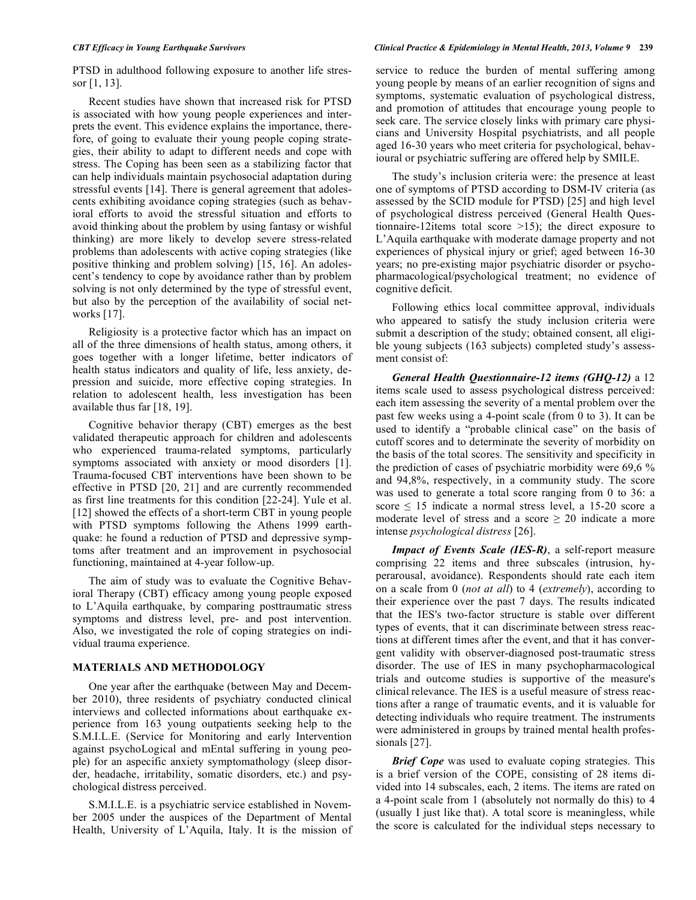PTSD in adulthood following exposure to another life stressor [1, 13].

Recent studies have shown that increased risk for PTSD is associated with how young people experiences and interprets the event. This evidence explains the importance, therefore, of going to evaluate their young people coping strategies, their ability to adapt to different needs and cope with stress. The Coping has been seen as a stabilizing factor that can help individuals maintain psychosocial adaptation during stressful events [14]. There is general agreement that adolescents exhibiting avoidance coping strategies (such as behavioral efforts to avoid the stressful situation and efforts to avoid thinking about the problem by using fantasy or wishful thinking) are more likely to develop severe stress-related problems than adolescents with active coping strategies (like positive thinking and problem solving) [15, 16]. An adolescent's tendency to cope by avoidance rather than by problem solving is not only determined by the type of stressful event, but also by the perception of the availability of social networks [17].

Religiosity is a protective factor which has an impact on all of the three dimensions of health status, among others, it goes together with a longer lifetime, better indicators of health status indicators and quality of life, less anxiety, depression and suicide, more effective coping strategies. In relation to adolescent health, less investigation has been available thus far [18, 19].

Cognitive behavior therapy (CBT) emerges as the best validated therapeutic approach for children and adolescents who experienced trauma-related symptoms, particularly symptoms associated with anxiety or mood disorders [1]. Trauma-focused CBT interventions have been shown to be effective in PTSD [20, 21] and are currently recommended as first line treatments for this condition [22-24]. Yule et al. [12] showed the effects of a short-term CBT in young people with PTSD symptoms following the Athens 1999 earthquake: he found a reduction of PTSD and depressive symptoms after treatment and an improvement in psychosocial functioning, maintained at 4-year follow-up.

The aim of study was to evaluate the Cognitive Behavioral Therapy (CBT) efficacy among young people exposed to L'Aquila earthquake, by comparing posttraumatic stress symptoms and distress level, pre- and post intervention. Also, we investigated the role of coping strategies on individual trauma experience.

## MATERIALS AND METHODOLOGY

One year after the earthquake (between May and December 2010), three residents of psychiatry conducted clinical interviews and collected informations about earthquake experience from 163 young outpatients seeking help to the S.M.I.L.E. (Service for Monitoring and early Intervention against psychoLogical and mEntal suffering in young people) for an aspecific anxiety symptomatology (sleep disorder, headache, irritability, somatic disorders, etc.) and psychological distress perceived.

S.M.I.L.E. is a psychiatric service established in November 2005 under the auspices of the Department of Mental Health, University of L'Aquila, Italy. It is the mission of service to reduce the burden of mental suffering among young people by means of an earlier recognition of signs and symptoms, systematic evaluation of psychological distress, and promotion of attitudes that encourage young people to seek care. The service closely links with primary care physicians and University Hospital psychiatrists, and all people aged 16-30 years who meet criteria for psychological, behavioural or psychiatric suffering are offered help by SMILE.

The study's inclusion criteria were: the presence at least one of symptoms of PTSD according to DSM-IV criteria (as assessed by the SCID module for PTSD) [25] and high level of psychological distress perceived (General Health Questionnaire-12items total score >15); the direct exposure to L'Aquila earthquake with moderate damage property and not experiences of physical injury or grief; aged between 16-30 years; no pre-existing major psychiatric disorder or psychopharmacological/psychological treatment; no evidence of cognitive deficit.

Following ethics local committee approval, individuals who appeared to satisfy the study inclusion criteria were submit a description of the study; obtained consent, all eligible young subjects (163 subjects) completed study's assessment consist of:

***General Health Questionnaire-12 items (GHQ-12)*** a 12 items scale used to assess psychological distress perceived: each item assessing the severity of a mental problem over the past few weeks using a 4-point scale (from 0 to 3). It can be used to identify a "probable clinical case" on the basis of cutoff scores and to determinate the severity of morbidity on the basis of the total scores. The sensitivity and specificity in the prediction of cases of psychiatric morbidity were 69,6 % and 94,8%, respectively, in a community study. The score was used to generate a total score ranging from 0 to 36: a score ≤ 15 indicate a normal stress level, a 15-20 score a moderate level of stress and a score ≥ 20 indicate a more intense *psychological distress* [26].

***Impact of Events Scale (IES-R)***, a self-report measure comprising 22 items and three subscales (intrusion, hyperarousal, avoidance). Respondents should rate each item on a scale from 0 (*not at all*) to 4 (*extremely*), according to their experience over the past 7 days. The results indicated that the IES's two-factor structure is stable over different types of events, that it can discriminate between stress reactions at different times after the event, and that it has convergent validity with observer-diagnosed post-traumatic stress disorder. The use of IES in many psychopharmacological trials and outcome studies is supportive of the measure's clinical relevance. The IES is a useful measure of stress reactions after a range of traumatic events, and it is valuable for detecting individuals who require treatment. The instruments were administered in groups by trained mental health professionals [27].

***Brief Cope*** was used to evaluate coping strategies. This is a brief version of the COPE, consisting of 28 items divided into 14 subscales, each, 2 items. The items are rated on a 4-point scale from 1 (absolutely not normally do this) to 4 (usually I just like that). A total score is meaningless, while the score is calculated for the individual steps necessary to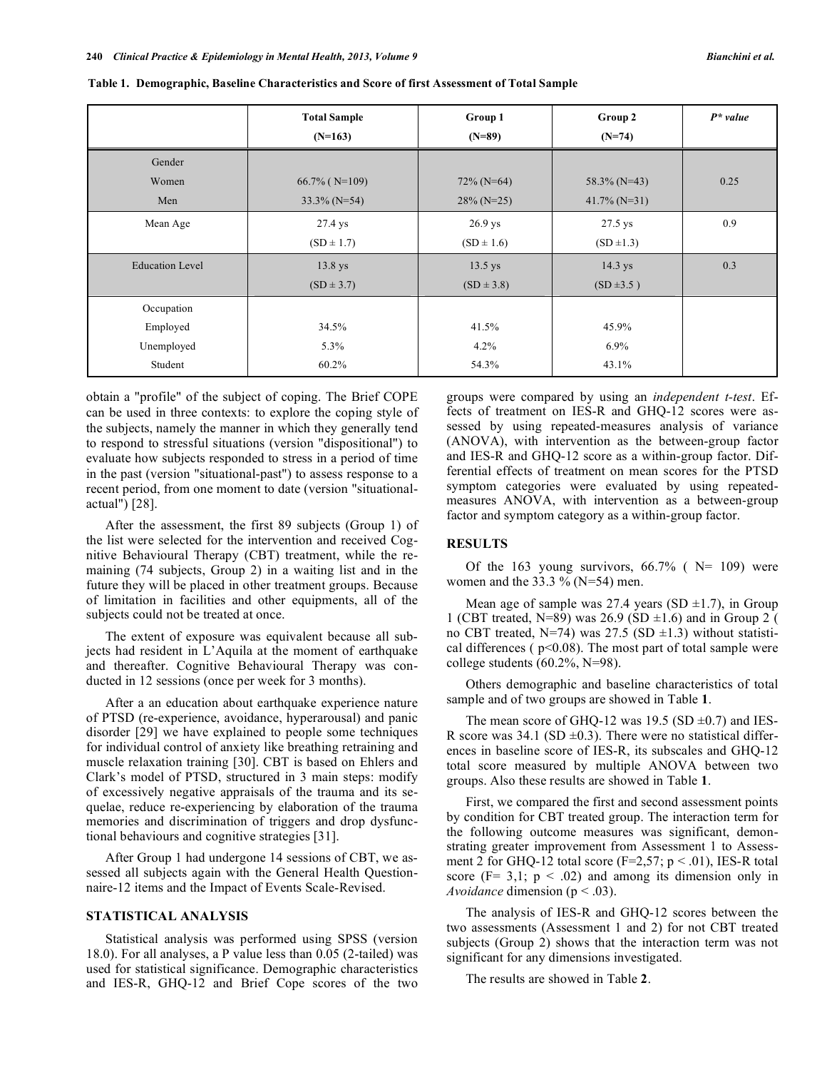**Table 1. Demographic, Baseline Characteristics and Score of first Assessment of Total Sample**

| | Total Sample (N=163) | Group 1 (N=89) | Group 2 (N=74) | *P\* value* |
|---|---|---|---|---|
| Gender | | | | |
| Women | 66.7% ( N=109) | 72% (N=64) | 58.3% (N=43) | 0.25 |
| Men | 33.3% (N=54) | 28% (N=25) | 41.7% (N=31) | |
| Mean Age | 27.4 ys (SD ± 1.7) | 26.9 ys (SD ± 1.6) | 27.5 ys (SD ±1.3) | 0.9 |
| Education Level | 13.8 ys (SD ± 3.7) | 13.5 ys (SD ± 3.8) | 14.3 ys (SD ±3.5 ) | 0.3 |
| Occupation | | | | |
| Employed | 34.5% | 41.5% | 45.9% | |
| Unemployed | 5.3% | 4.2% | 6.9% | |
| Student | 60.2% | 54.3% | 43.1% | |

obtain a "profile" of the subject of coping. The Brief COPE can be used in three contexts: to explore the coping style of the subjects, namely the manner in which they generally tend to respond to stressful situations (version "dispositional") to evaluate how subjects responded to stress in a period of time in the past (version "situational-past") to assess response to a recent period, from one moment to date (version "situational-actual") [28].

After the assessment, the first 89 subjects (Group 1) of the list were selected for the intervention and received Cognitive Behavioural Therapy (CBT) treatment, while the remaining (74 subjects, Group 2) in a waiting list and in the future they will be placed in other treatment groups. Because of limitation in facilities and other equipments, all of the subjects could not be treated at once.

The extent of exposure was equivalent because all subjects had resident in L'Aquila at the moment of earthquake and thereafter. Cognitive Behavioural Therapy was conducted in 12 sessions (once per week for 3 months).

After a an education about earthquake experience nature of PTSD (re-experience, avoidance, hyperarousal) and panic disorder [29] we have explained to people some techniques for individual control of anxiety like breathing retraining and muscle relaxation training [30]. CBT is based on Ehlers and Clark's model of PTSD, structured in 3 main steps: modify of excessively negative appraisals of the trauma and its sequelae, reduce re-experiencing by elaboration of the trauma memories and discrimination of triggers and drop dysfunctional behaviours and cognitive strategies [31].

After Group 1 had undergone 14 sessions of CBT, we assessed all subjects again with the General Health Questionnaire-12 items and the Impact of Events Scale-Revised.

## STATISTICAL ANALYSIS

Statistical analysis was performed using SPSS (version 18.0). For all analyses, a P value less than 0.05 (2-tailed) was used for statistical significance. Demographic characteristics and IES-R, GHQ-12 and Brief Cope scores of the two groups were compared by using an *independent t-test*. Effects of treatment on IES-R and GHQ-12 scores were assessed by using repeated-measures analysis of variance (ANOVA), with intervention as the between-group factor and IES-R and GHQ-12 score as a within-group factor. Differential effects of treatment on mean scores for the PTSD symptom categories were evaluated by using repeated-measures ANOVA, with intervention as a between-group factor and symptom category as a within-group factor.

## RESULTS

Of the 163 young survivors, 66.7% ( N= 109) were women and the 33.3 % (N=54) men.

Mean age of sample was 27.4 years (SD ±1.7), in Group 1 (CBT treated, N=89) was 26.9 (SD ±1.6) and in Group 2 ( no CBT treated, N=74) was 27.5 (SD ±1.3) without statistical differences ( $p<0.08$). The most part of total sample were college students (60.2%, N=98).

Others demographic and baseline characteristics of total sample and of two groups are showed in Table **1**.

The mean score of GHQ-12 was 19.5 (SD ±0.7) and IES-R score was 34.1 (SD ±0.3). There were no statistical differences in baseline score of IES-R, its subscales and GHQ-12 total score measured by multiple ANOVA between two groups. Also these results are showed in Table **1**.

First, we compared the first and second assessment points by condition for CBT treated group. The interaction term for the following outcome measures was significant, demonstrating greater improvement from Assessment 1 to Assessment 2 for GHQ-12 total score ($F=2,57$; $p < .01$), IES-R total score ($F= 3,1$; $p < .02$) and among its dimension only in *Avoidance* dimension ($p < .03$).

The analysis of IES-R and GHQ-12 scores between the two assessments (Assessment 1 and 2) for not CBT treated subjects (Group 2) shows that the interaction term was not significant for any dimensions investigated.

The results are showed in Table **2**.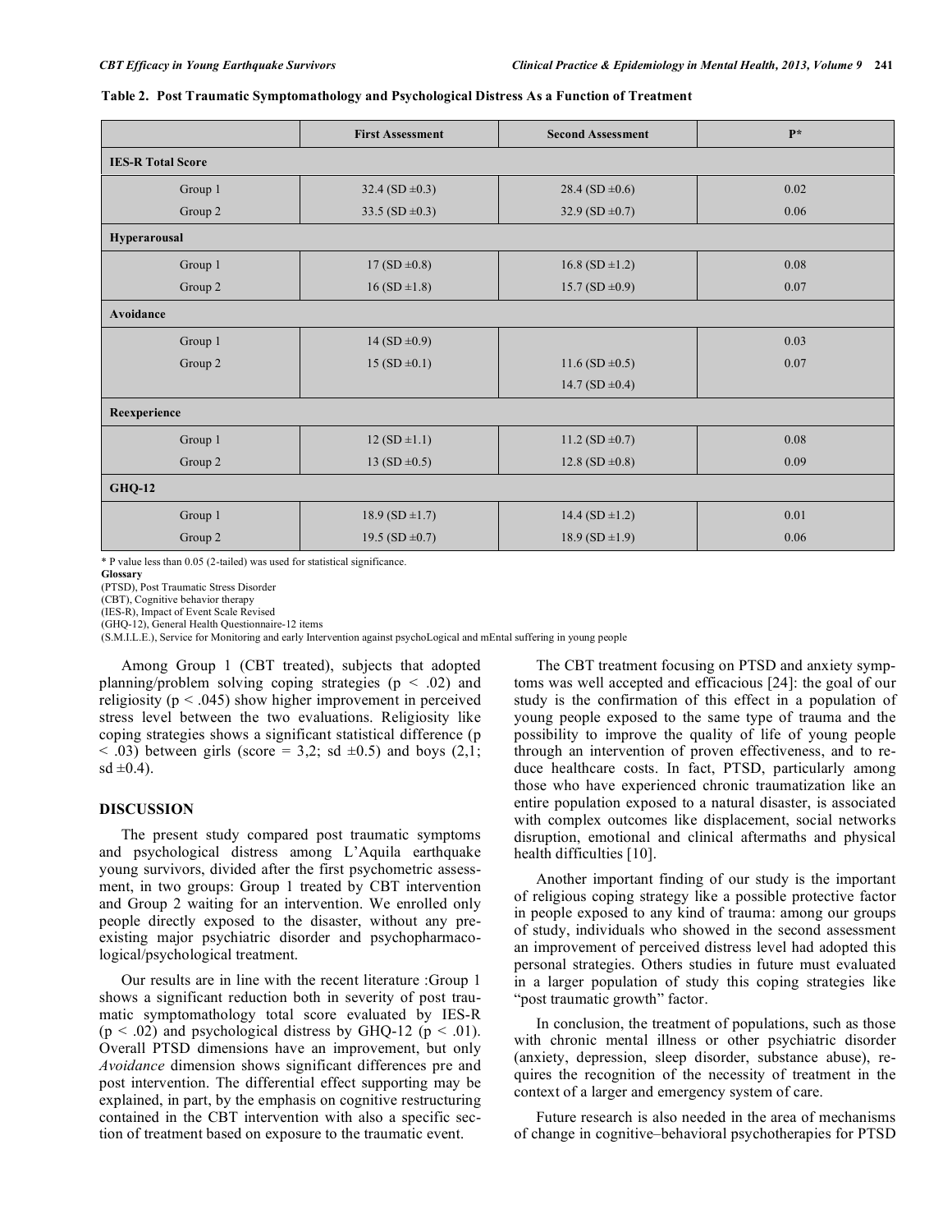**Table 2. Post Traumatic Symptomathology and Psychological Distress As a Function of Treatment**

| | First Assessment | Second Assessment | P* |
|---|---|---|---|
| **IES-R Total Score** | | | |
| Group 1 | 32.4 (SD ±0.3) | 28.4 (SD ±0.6) | 0.02 |
| Group 2 | 33.5 (SD ±0.3) | 32.9 (SD ±0.7) | 0.06 |
| **Hyperarousal** | | | |
| Group 1 | 17 (SD ±0.8) | 16.8 (SD ±1.2) | 0.08 |
| Group 2 | 16 (SD ±1.8) | 15.7 (SD ±0.9) | 0.07 |
| **Avoidance** | | | |
| Group 1 | 14 (SD ±0.9) | | 0.03 |
| Group 2 | 15 (SD ±0.1) | 11.6 (SD ±0.5) | 0.07 |
| | | 14.7 (SD ±0.4) | |
| **Reexperience** | | | |
| Group 1 | 12 (SD ±1.1) | 11.2 (SD ±0.7) | 0.08 |
| Group 2 | 13 (SD ±0.5) | 12.8 (SD ±0.8) | 0.09 |
| **GHQ-12** | | | |
| Group 1 | 18.9 (SD ±1.7) | 14.4 (SD ±1.2) | 0.01 |
| Group 2 | 19.5 (SD ±0.7) | 18.9 (SD ±1.9) | 0.06 |

\* P value less than 0.05 (2-tailed) was used for statistical significance.

**Glossary**

(PTSD), Post Traumatic Stress Disorder

(CBT), Cognitive behavior therapy

(IES-R), Impact of Event Scale Revised

(GHQ-12), General Health Questionnaire-12 items

(S.M.I.L.E.), Service for Monitoring and early Intervention against psychoLogical and mEntal suffering in young people

Among Group 1 (CBT treated), subjects that adopted planning/problem solving coping strategies ($p < .02$) and religiosity ($p < .045$) show higher improvement in perceived stress level between the two evaluations. Religiosity like coping strategies shows a significant statistical difference ($p < .03$) between girls (score = 3,2; sd ±0.5) and boys (2,1; sd ±0.4).

## DISCUSSION

The present study compared post traumatic symptoms and psychological distress among L'Aquila earthquake young survivors, divided after the first psychometric assessment, in two groups: Group 1 treated by CBT intervention and Group 2 waiting for an intervention. We enrolled only people directly exposed to the disaster, without any pre-existing major psychiatric disorder and psychopharmacological/psychological treatment.

Our results are in line with the recent literature :Group 1 shows a significant reduction both in severity of post traumatic symptomathology total score evaluated by IES-R ($p < .02$) and psychological distress by GHQ-12 ($p < .01$). Overall PTSD dimensions have an improvement, but only *Avoidance* dimension shows significant differences pre and post intervention. The differential effect supporting may be explained, in part, by the emphasis on cognitive restructuring contained in the CBT intervention with also a specific section of treatment based on exposure to the traumatic event.

The CBT treatment focusing on PTSD and anxiety symptoms was well accepted and efficacious [24]: the goal of our study is the confirmation of this effect in a population of young people exposed to the same type of trauma and the possibility to improve the quality of life of young people through an intervention of proven effectiveness, and to reduce healthcare costs. In fact, PTSD, particularly among those who have experienced chronic traumatization like an entire population exposed to a natural disaster, is associated with complex outcomes like displacement, social networks disruption, emotional and clinical aftermaths and physical health difficulties [10].

Another important finding of our study is the important of religious coping strategy like a possible protective factor in people exposed to any kind of trauma: among our groups of study, individuals who showed in the second assessment an improvement of perceived distress level had adopted this personal strategies. Others studies in future must evaluated in a larger population of study this coping strategies like "post traumatic growth" factor.

In conclusion, the treatment of populations, such as those with chronic mental illness or other psychiatric disorder (anxiety, depression, sleep disorder, substance abuse), requires the recognition of the necessity of treatment in the context of a larger and emergency system of care.

Future research is also needed in the area of mechanisms of change in cognitive–behavioral psychotherapies for PTSD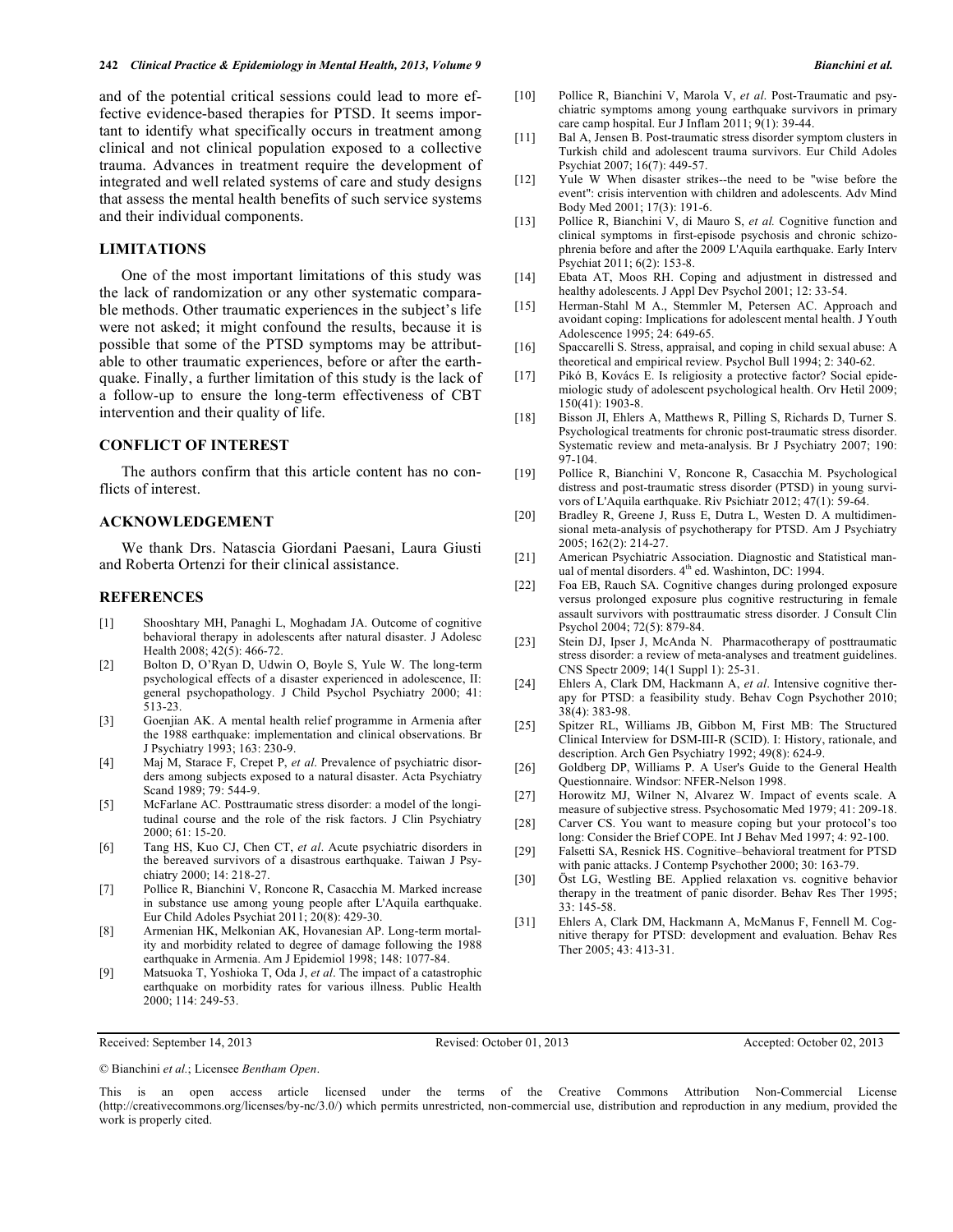and of the potential critical sessions could lead to more effective evidence-based therapies for PTSD. It seems important to identify what specifically occurs in treatment among clinical and not clinical population exposed to a collective trauma. Advances in treatment require the development of integrated and well related systems of care and study designs that assess the mental health benefits of such service systems and their individual components.

## LIMITATIONS

One of the most important limitations of this study was the lack of randomization or any other systematic comparable methods. Other traumatic experiences in the subject's life were not asked; it might confound the results, because it is possible that some of the PTSD symptoms may be attributable to other traumatic experiences, before or after the earthquake. Finally, a further limitation of this study is the lack of a follow-up to ensure the long-term effectiveness of CBT intervention and their quality of life.

## CONFLICT OF INTEREST

The authors confirm that this article content has no conflicts of interest.

## ACKNOWLEDGEMENT

We thank Drs. Natascia Giordani Paesani, Laura Giusti and Roberta Ortenzi for their clinical assistance.

## REFERENCES

[1] Shooshtary MH, Panaghi L, Moghadam JA. Outcome of cognitive behavioral therapy in adolescents after natural disaster. J Adolesc Health 2008; 42(5): 466-72.

[2] Bolton D, O'Ryan D, Udwin O, Boyle S, Yule W. The long-term psychological effects of a disaster experienced in adolescence, II: general psychopathology. J Child Psychol Psychiatry 2000; 41: 513-23.

[3] Goenjian AK. A mental health relief programme in Armenia after the 1988 earthquake: implementation and clinical observations. Br J Psychiatry 1993; 163: 230-9.

[4] Maj M, Starace F, Crepet P, *et al*. Prevalence of psychiatric disorders among subjects exposed to a natural disaster. Acta Psychiatry Scand 1989; 79: 544-9.

[5] McFarlane AC. Posttraumatic stress disorder: a model of the longitudinal course and the role of the risk factors. J Clin Psychiatry 2000; 61: 15-20.

[6] Tang HS, Kuo CJ, Chen CT, *et al*. Acute psychiatric disorders in the bereaved survivors of a disastrous earthquake. Taiwan J Psychiatry 2000; 14: 218-27.

[7] Pollice R, Bianchini V, Roncone R, Casacchia M. Marked increase in substance use among young people after L'Aquila earthquake. Eur Child Adoles Psychiat 2011; 20(8): 429-30.

[8] Armenian HK, Melkonian AK, Hovanesian AP. Long-term mortality and morbidity related to degree of damage following the 1988 earthquake in Armenia. Am J Epidemiol 1998; 148: 1077-84.

[9] Matsuoka T, Yoshioka T, Oda J, *et al*. The impact of a catastrophic earthquake on morbidity rates for various illness. Public Health 2000; 114: 249-53.

[10] Pollice R, Bianchini V, Marola V, *et al*. Post-Traumatic and psychiatric symptoms among young earthquake survivors in primary care camp hospital. Eur J Inflam 2011; 9(1): 39-44.

[11] Bal A, Jensen B. Post-traumatic stress disorder symptom clusters in Turkish child and adolescent trauma survivors. Eur Child Adoles Psychiat 2007; 16(7): 449-57.

[12] Yule W When disaster strikes--the need to be "wise before the event": crisis intervention with children and adolescents. Adv Mind Body Med 2001; 17(3): 191-6.

[13] Pollice R, Bianchini V, di Mauro S, *et al.* Cognitive function and clinical symptoms in first-episode psychosis and chronic schizophrenia before and after the 2009 L'Aquila earthquake. Early Interv Psychiat 2011; 6(2): 153-8.

[14] Ebata AT, Moos RH. Coping and adjustment in distressed and healthy adolescents. J Appl Dev Psychol 2001; 12: 33-54.

[15] Herman-Stahl M A., Stemmler M, Petersen AC. Approach and avoidant coping: Implications for adolescent mental health. J Youth Adolescence 1995; 24: 649-65.

[16] Spaccarelli S. Stress, appraisal, and coping in child sexual abuse: A theoretical and empirical review. Psychol Bull 1994; 2: 340-62.

[17] Pikó B, Kovács E. Is religiosity a protective factor? Social epidemiologic study of adolescent psychological health. Orv Hetil 2009; 150(41): 1903-8.

[18] Bisson JI, Ehlers A, Matthews R, Pilling S, Richards D, Turner S. Psychological treatments for chronic post-traumatic stress disorder. Systematic review and meta-analysis. Br J Psychiatry 2007; 190: 97-104.

[19] Pollice R, Bianchini V, Roncone R, Casacchia M. Psychological distress and post-traumatic stress disorder (PTSD) in young survivors of L'Aquila earthquake. Riv Psichiatr 2012; 47(1): 59-64.

[20] Bradley R, Greene J, Russ E, Dutra L, Westen D. A multidimensional meta-analysis of psychotherapy for PTSD. Am J Psychiatry 2005; 162(2): 214-27.

[21] American Psychiatric Association. Diagnostic and Statistical manual of mental disorders. 4th ed. Washinton, DC: 1994.

[22] Foa EB, Rauch SA. Cognitive changes during prolonged exposure versus prolonged exposure plus cognitive restructuring in female assault survivors with posttraumatic stress disorder. J Consult Clin Psychol 2004; 72(5): 879-84.

[23] Stein DJ, Ipser J, McAnda N. Pharmacotherapy of posttraumatic stress disorder: a review of meta-analyses and treatment guidelines. CNS Spectr 2009; 14(1 Suppl 1): 25-31.

[24] Ehlers A, Clark DM, Hackmann A, *et al*. Intensive cognitive therapy for PTSD: a feasibility study. Behav Cogn Psychother 2010; 38(4): 383-98.

[25] Spitzer RL, Williams JB, Gibbon M, First MB: The Structured Clinical Interview for DSM-III-R (SCID). I: History, rationale, and description. Arch Gen Psychiatry 1992; 49(8): 624-9.

[26] Goldberg DP, Williams P. A User's Guide to the General Health Questionnaire. Windsor: NFER-Nelson 1998.

[27] Horowitz MJ, Wilner N, Alvarez W. Impact of events scale. A measure of subjective stress. Psychosomatic Med 1979; 41: 209-18.

[28] Carver CS. You want to measure coping but your protocol's too long: Consider the Brief COPE. Int J Behav Med 1997; 4: 92-100.

[29] Falsetti SA, Resnick HS. Cognitive–behavioral treatment for PTSD with panic attacks. J Contemp Psychother 2000; 30: 163-79.

[30] Öst LG, Westling BE. Applied relaxation vs. cognitive behavior therapy in the treatment of panic disorder. Behav Res Ther 1995; 33: 145-58.

[31] Ehlers A, Clark DM, Hackmann A, McManus F, Fennell M. Cognitive therapy for PTSD: development and evaluation. Behav Res Ther 2005; 43: 413-31.

Received: September 14, 2013 Revised: October 01, 2013 Accepted: October 02, 2013

© Bianchini *et al.*; Licensee *Bentham Open*.

This is an open access article licensed under the terms of the Creative Commons Attribution Non-Commercial License (http://creativecommons.org/licenses/by-nc/3.0/) which permits unrestricted, non-commercial use, distribution and reproduction in any medium, provided the work is properly cited.